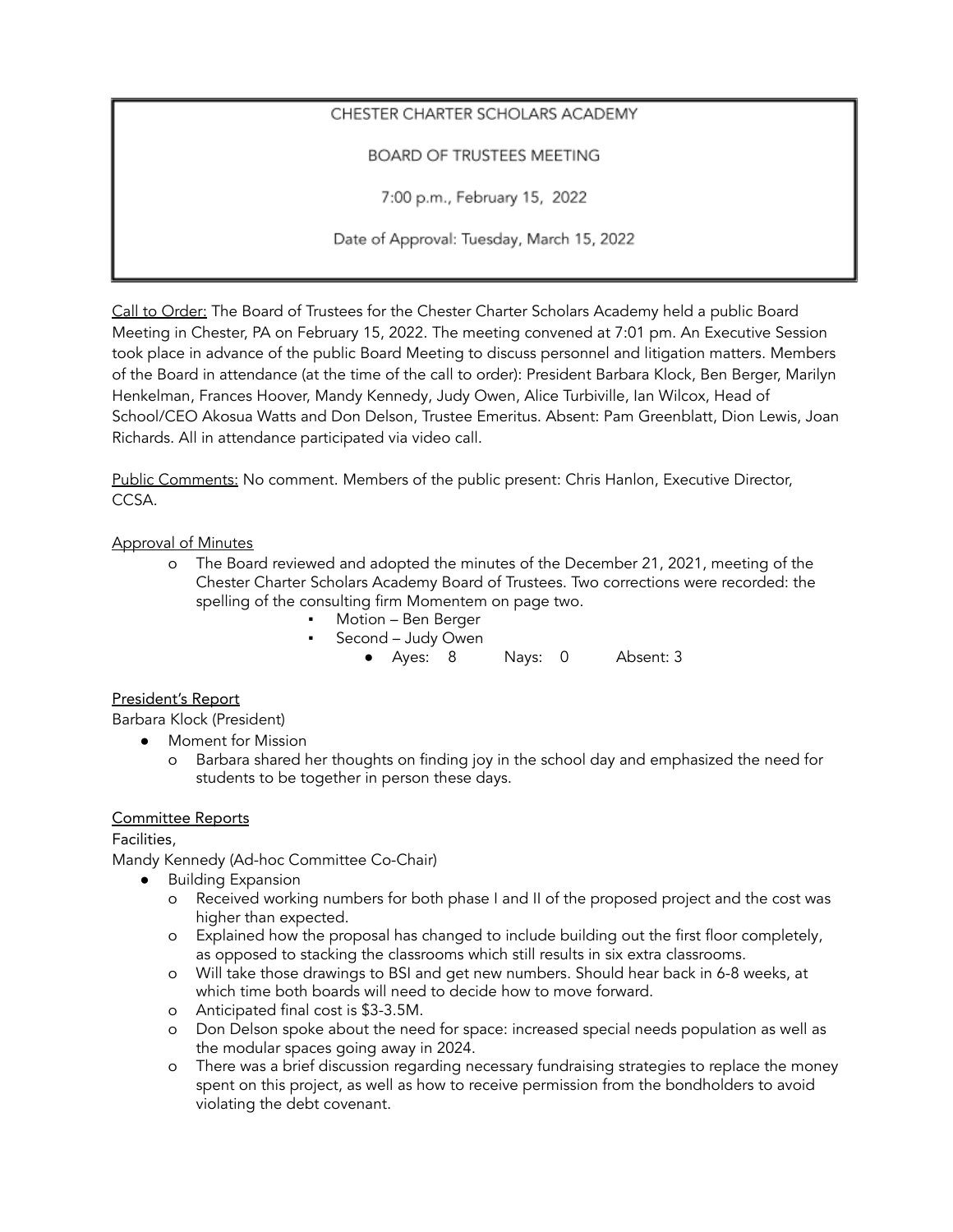CHESTER CHARTER SCHOLARS ACADEMY

BOARD OF TRUSTEES MEETING

7:00 p.m., February 15, 2022

Date of Approval: Tuesday, March 15, 2022

<u>Call to Order:</u> The Board of Trustees for the Chester Charter Scholars Academy held a public Board Meeting in Chester, PA on February 15, 2022. The meeting convened at 7:01 pm. An Executive Session took place in advance of the public Board Meeting to discuss personnel and litigation matters. Members of the Board in attendance (at the time of the call to order): President Barbara Klock, Ben Berger, Marilyn Henkelman, Frances Hoover, Mandy Kennedy, Judy Owen, Alice Turbiville, Ian Wilcox, Head of School/CEO Akosua Watts and Don Delson, Trustee Emeritus. Absent: Pam Greenblatt, Dion Lewis, Joan Richards. All in attendance participated via video call.

<u>Public Comments:</u> No comment. Members of the public present: Chris Hanlon, Executive Director, CCSA.

<u>Approval of Minutes</u>

- o The Board reviewed and adopted the minutes of the December 21, 2021, meeting of the Chester Charter Scholars Academy Board of Trustees. Two corrections were recorded: the spelling of the consulting firm Momentem on page two.
  - Motion – Ben Berger
  - Second – Judy Owen
    - Ayes: 8 Nays: 0 Absent: 3

<u>President's Report</u>

Barbara Klock (President)

- Moment for Mission
  - o Barbara shared her thoughts on finding joy in the school day and emphasized the need for students to be together in person these days.

<u>Committee Reports</u>

Facilities,

Mandy Kennedy (Ad-hoc Committee Co-Chair)

- Building Expansion
  - o Received working numbers for both phase I and II of the proposed project and the cost was higher than expected.
  - o Explained how the proposal has changed to include building out the first floor completely, as opposed to stacking the classrooms which still results in six extra classrooms.
  - o Will take those drawings to BSI and get new numbers. Should hear back in 6-8 weeks, at which time both boards will need to decide how to move forward.
  - o Anticipated final cost is $3-3.5M.
  - o Don Delson spoke about the need for space: increased special needs population as well as the modular spaces going away in 2024.
  - o There was a brief discussion regarding necessary fundraising strategies to replace the money spent on this project, as well as how to receive permission from the bondholders to avoid violating the debt covenant.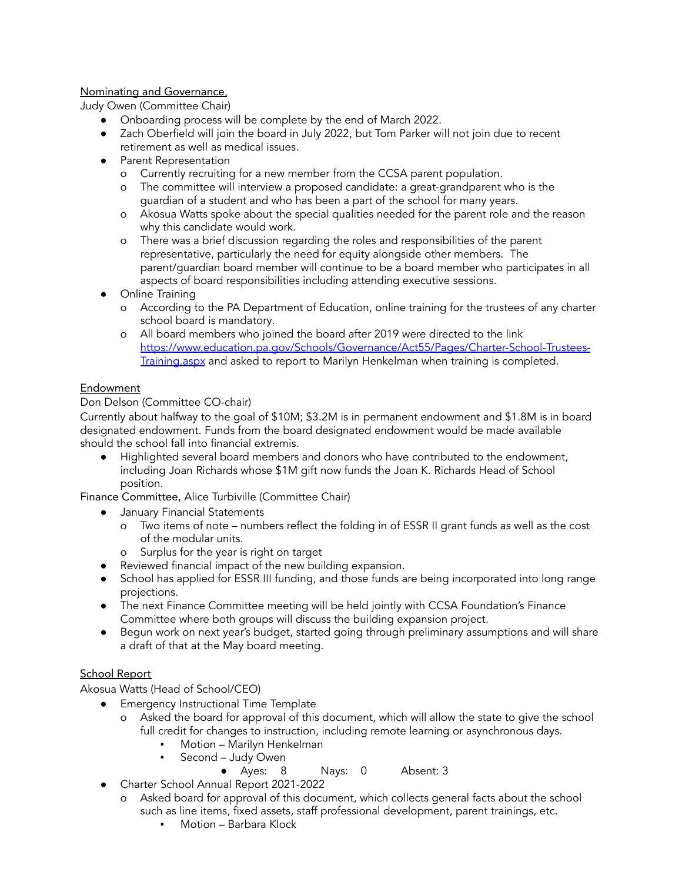Nominating and Governance,

Judy Owen (Committee Chair)

- Onboarding process will be complete by the end of March 2022.
- Zach Oberfield will join the board in July 2022, but Tom Parker will not join due to recent retirement as well as medical issues.
- Parent Representation
  - o Currently recruiting for a new member from the CCSA parent population.
  - o The committee will interview a proposed candidate: a great-grandparent who is the guardian of a student and who has been a part of the school for many years.
  - o Akosua Watts spoke about the special qualities needed for the parent role and the reason why this candidate would work.
  - o There was a brief discussion regarding the roles and responsibilities of the parent representative, particularly the need for equity alongside other members. The parent/guardian board member will continue to be a board member who participates in all aspects of board responsibilities including attending executive sessions.
- Online Training
  - o According to the PA Department of Education, online training for the trustees of any charter school board is mandatory.
  - o All board members who joined the board after 2019 were directed to the link https://www.education.pa.gov/Schools/Governance/Act55/Pages/Charter-School-Trustees-Training.aspx and asked to report to Marilyn Henkelman when training is completed.

Endowment

Don Delson (Committee CO-chair)

Currently about halfway to the goal of $10M; $3.2M is in permanent endowment and $1.8M is in board designated endowment. Funds from the board designated endowment would be made available should the school fall into financial extremis.

- Highlighted several board members and donors who have contributed to the endowment, including Joan Richards whose $1M gift now funds the Joan K. Richards Head of School position.

Finance Committee, Alice Turbiville (Committee Chair)

- January Financial Statements
  - o Two items of note – numbers reflect the folding in of ESSR II grant funds as well as the cost of the modular units.
  - o Surplus for the year is right on target
- Reviewed financial impact of the new building expansion.
- School has applied for ESSR III funding, and those funds are being incorporated into long range projections.
- The next Finance Committee meeting will be held jointly with CCSA Foundation's Finance Committee where both groups will discuss the building expansion project.
- Begun work on next year's budget, started going through preliminary assumptions and will share a draft of that at the May board meeting.

School Report

Akosua Watts (Head of School/CEO)

- Emergency Instructional Time Template
  - o Asked the board for approval of this document, which will allow the state to give the school full credit for changes to instruction, including remote learning or asynchronous days.
    - ▪ Motion – Marilyn Henkelman
    - ▪ Second – Judy Owen
      - Ayes: 8 Nays: 0 Absent: 3
- Charter School Annual Report 2021-2022
  - o Asked board for approval of this document, which collects general facts about the school such as line items, fixed assets, staff professional development, parent trainings, etc.
    - ▪ Motion – Barbara Klock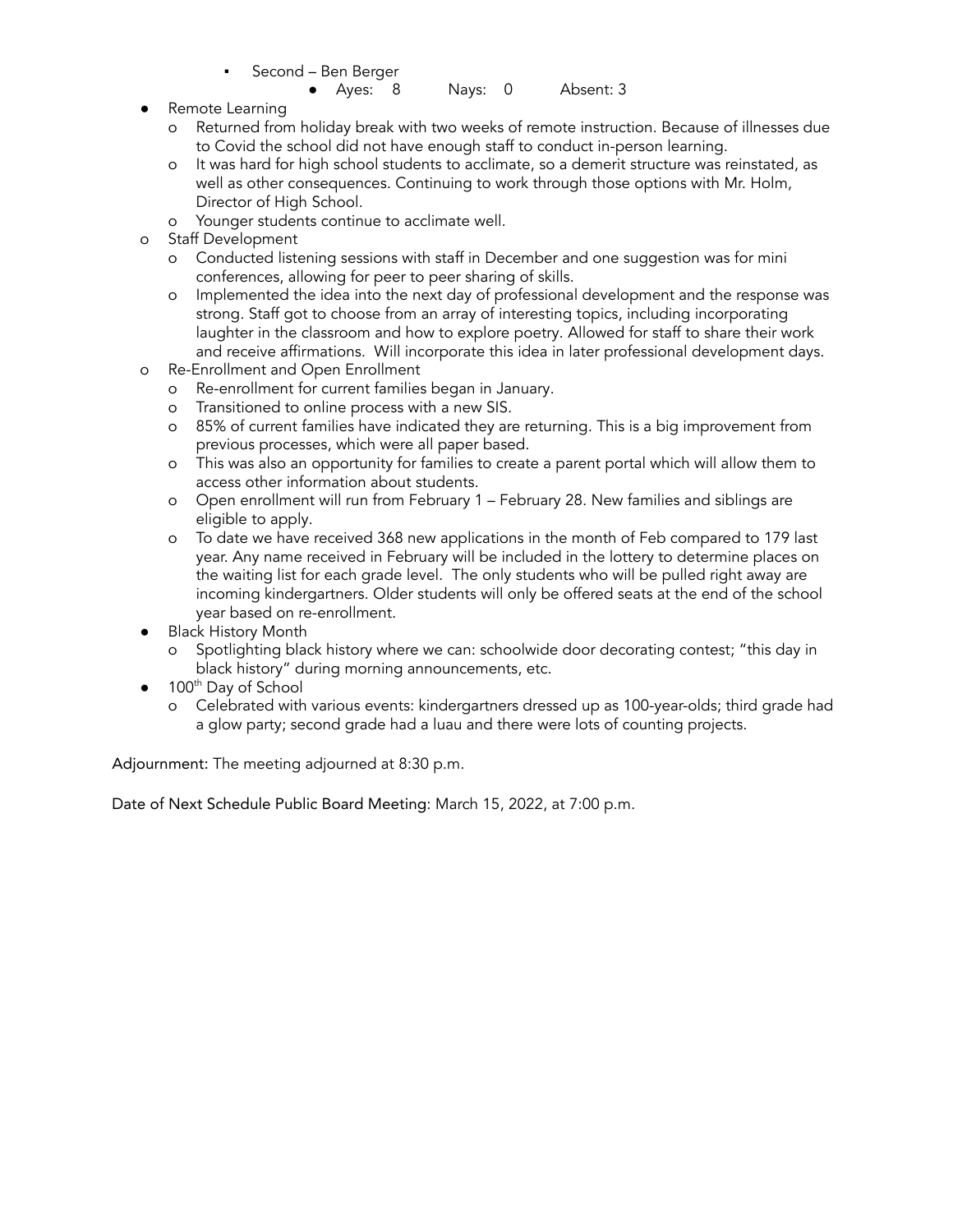- Second – Ben Berger
  - Ayes: 8 Nays: 0 Absent: 3

- Remote Learning
  - Returned from holiday break with two weeks of remote instruction. Because of illnesses due to Covid the school did not have enough staff to conduct in-person learning.
  - It was hard for high school students to acclimate, so a demerit structure was reinstated, as well as other consequences. Continuing to work through those options with Mr. Holm, Director of High School.
  - Younger students continue to acclimate well.
- Staff Development
  - Conducted listening sessions with staff in December and one suggestion was for mini conferences, allowing for peer to peer sharing of skills.
  - Implemented the idea into the next day of professional development and the response was strong. Staff got to choose from an array of interesting topics, including incorporating laughter in the classroom and how to explore poetry. Allowed for staff to share their work and receive affirmations. Will incorporate this idea in later professional development days.
- Re-Enrollment and Open Enrollment
  - Re-enrollment for current families began in January.
  - Transitioned to online process with a new SIS.
  - 85% of current families have indicated they are returning. This is a big improvement from previous processes, which were all paper based.
  - This was also an opportunity for families to create a parent portal which will allow them to access other information about students.
  - Open enrollment will run from February 1 – February 28. New families and siblings are eligible to apply.
  - To date we have received 368 new applications in the month of Feb compared to 179 last year. Any name received in February will be included in the lottery to determine places on the waiting list for each grade level. The only students who will be pulled right away are incoming kindergartners. Older students will only be offered seats at the end of the school year based on re-enrollment.
- Black History Month
  - Spotlighting black history where we can: schoolwide door decorating contest; "this day in black history" during morning announcements, etc.
- 100th Day of School
  - Celebrated with various events: kindergartners dressed up as 100-year-olds; third grade had a glow party; second grade had a luau and there were lots of counting projects.

Adjournment: The meeting adjourned at 8:30 p.m.

Date of Next Schedule Public Board Meeting: March 15, 2022, at 7:00 p.m.